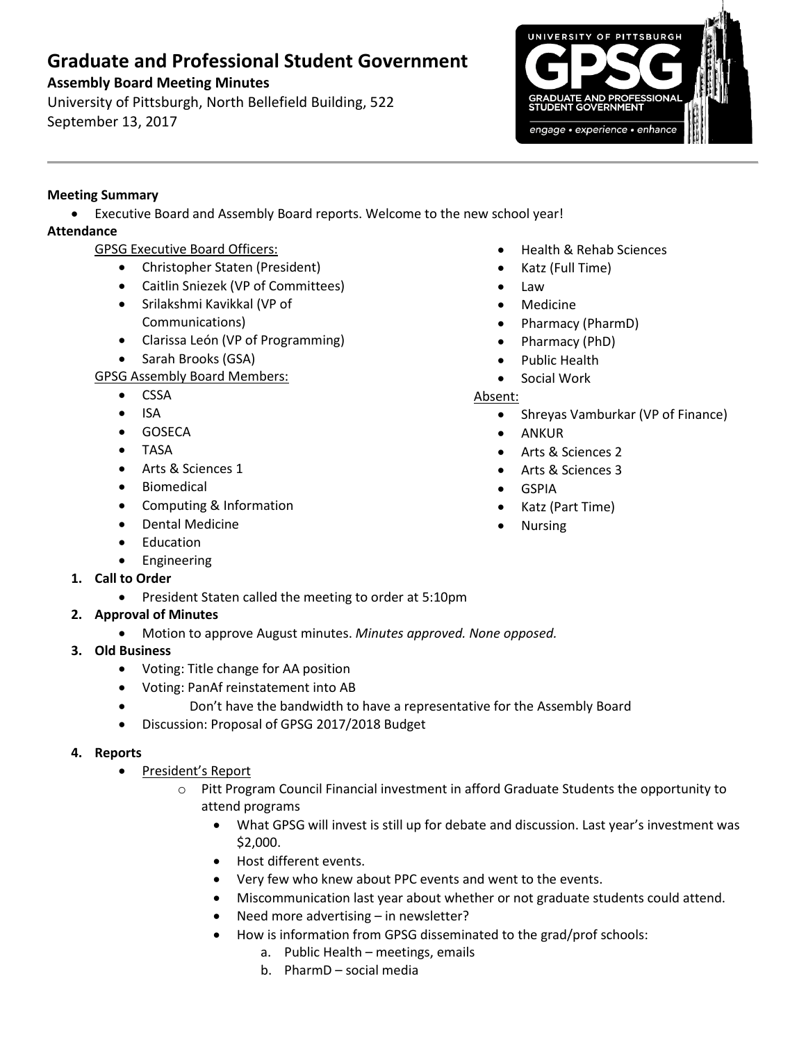# Graduate and Professional Student Government

**Assembly Board Meeting Minutes**

University of Pittsburgh, North Bellefield Building, 522
September 13, 2017

**Meeting Summary**

- Executive Board and Assembly Board reports. Welcome to the new school year!

**Attendance**

GPSG Executive Board Officers:

- Christopher Staten (President)
- Caitlin Sniezek (VP of Committees)
- Srilakshmi Kavikkal (VP of Communications)
- Clarissa León (VP of Programming)
- Sarah Brooks (GSA)

GPSG Assembly Board Members:

- CSSA
- ISA
- GOSECA
- TASA
- Arts & Sciences 1
- Biomedical
- Computing & Information
- Dental Medicine
- Education
- Engineering
- Health & Rehab Sciences
- Katz (Full Time)
- Law
- Medicine
- Pharmacy (PharmD)
- Pharmacy (PhD)
- Public Health
- Social Work

Absent:

- Shreyas Vamburkar (VP of Finance)
- ANKUR
- Arts & Sciences 2
- Arts & Sciences 3
- GSPIA
- Katz (Part Time)
- Nursing

1. **Call to Order**
   - President Staten called the meeting to order at 5:10pm
2. **Approval of Minutes**
   - Motion to approve August minutes. *Minutes approved. None opposed.*
3. **Old Business**
   - Voting: Title change for AA position
   - Voting: PanAf reinstatement into AB
   - Don't have the bandwidth to have a representative for the Assembly Board
   - Discussion: Proposal of GPSG 2017/2018 Budget

4. **Reports**
   - President's Report
     - Pitt Program Council Financial investment in afford Graduate Students the opportunity to attend programs
       - What GPSG will invest is still up for debate and discussion. Last year's investment was $2,000.
       - Host different events.
       - Very few who knew about PPC events and went to the events.
       - Miscommunication last year about whether or not graduate students could attend.
       - Need more advertising – in newsletter?
       - How is information from GPSG disseminated to the grad/prof schools:
         a. Public Health – meetings, emails
         b. PharmD – social media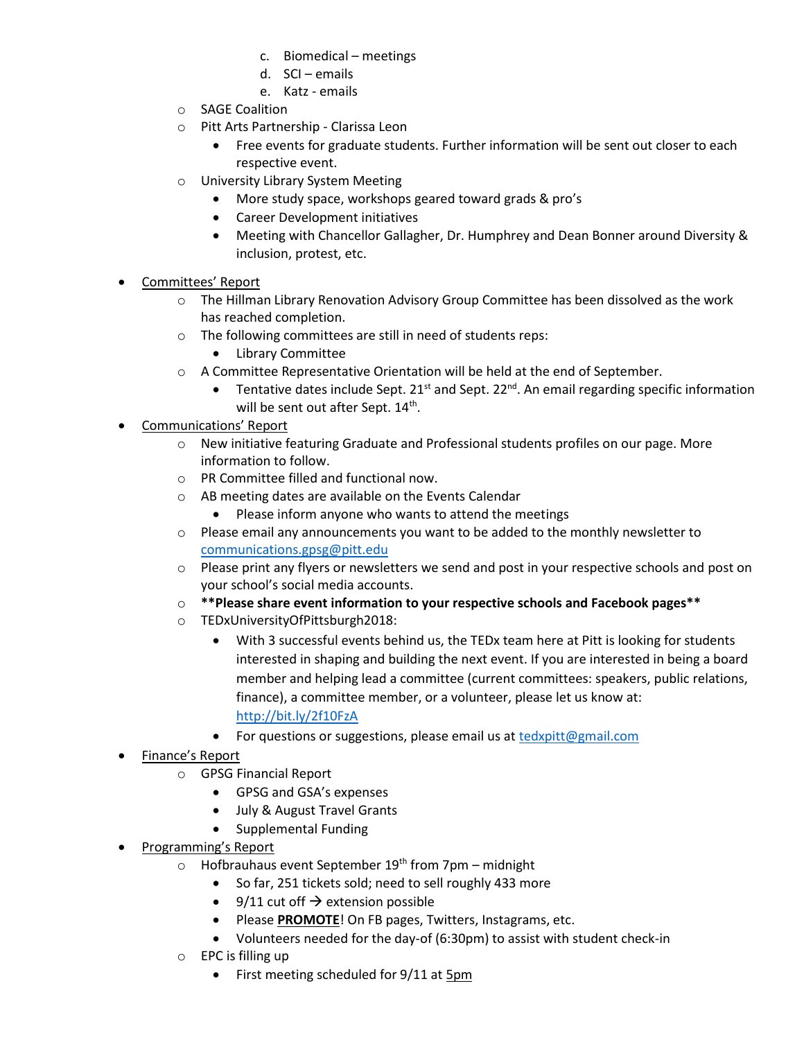c. Biomedical – meetings
      d. SCI – emails
      e. Katz - emails
  - SAGE Coalition
  - Pitt Arts Partnership - Clarissa Leon
    - Free events for graduate students. Further information will be sent out closer to each respective event.
  - University Library System Meeting
    - More study space, workshops geared toward grads & pro's
    - Career Development initiatives
    - Meeting with Chancellor Gallagher, Dr. Humphrey and Dean Bonner around Diversity & inclusion, protest, etc.

- <u>Committees' Report</u>
  - The Hillman Library Renovation Advisory Group Committee has been dissolved as the work has reached completion.
  - The following committees are still in need of students reps:
    - Library Committee
  - A Committee Representative Orientation will be held at the end of September.
    - Tentative dates include Sept. 21st and Sept. 22nd. An email regarding specific information will be sent out after Sept. 14th.
- <u>Communications' Report</u>
  - New initiative featuring Graduate and Professional students profiles on our page. More information to follow.
  - PR Committee filled and functional now.
  - AB meeting dates are available on the Events Calendar
    - Please inform anyone who wants to attend the meetings
  - Please email any announcements you want to be added to the monthly newsletter to communications.gpsg@pitt.edu
  - Please print any flyers or newsletters we send and post in your respective schools and post on your school's social media accounts.
  - **\*\*Please share event information to your respective schools and Facebook pages\*\***
  - TEDxUniversityOfPittsburgh2018:
    - With 3 successful events behind us, the TEDx team here at Pitt is looking for students interested in shaping and building the next event. If you are interested in being a board member and helping lead a committee (current committees: speakers, public relations, finance), a committee member, or a volunteer, please let us know at: http://bit.ly/2f10FzA
    - For questions or suggestions, please email us at tedxpitt@gmail.com
- <u>Finance's Report</u>
  - GPSG Financial Report
    - GPSG and GSA's expenses
    - July & August Travel Grants
    - Supplemental Funding
- <u>Programming's Report</u>
  - Hofbrauhaus event September 19th from 7pm – midnight
    - So far, 251 tickets sold; need to sell roughly 433 more
    - 9/11 cut off → extension possible
    - Please <u>**PROMOTE**</u>! On FB pages, Twitters, Instagrams, etc.
    - Volunteers needed for the day-of (6:30pm) to assist with student check-in
  - EPC is filling up
    - First meeting scheduled for 9/11 at <u>5pm</u>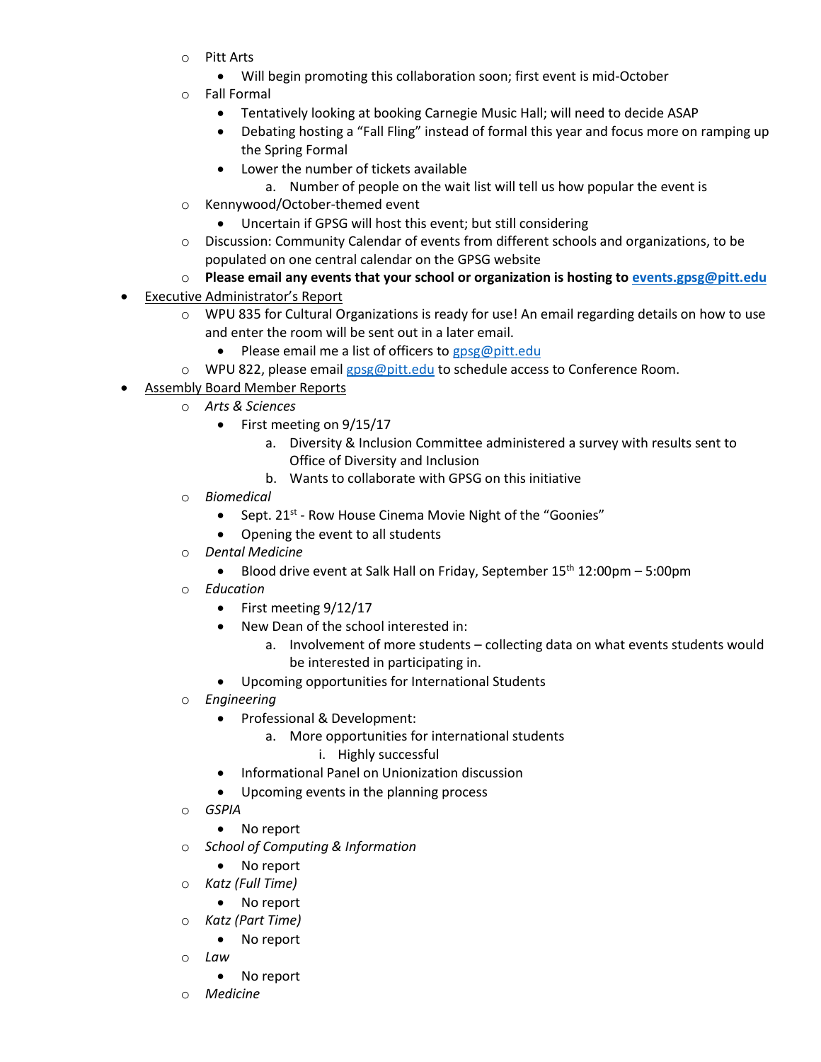- Pitt Arts
    - Will begin promoting this collaboration soon; first event is mid-October
- Fall Formal
    - Tentatively looking at booking Carnegie Music Hall; will need to decide ASAP
    - Debating hosting a "Fall Fling" instead of formal this year and focus more on ramping up the Spring Formal
    - Lower the number of tickets available
        a. Number of people on the wait list will tell us how popular the event is
- Kennywood/October-themed event
    - Uncertain if GPSG will host this event; but still considering
- Discussion: Community Calendar of events from different schools and organizations, to be populated on one central calendar on the GPSG website
- **Please email any events that your school or organization is hosting to events.gpsg@pitt.edu**

- Executive Administrator's Report
    - WPU 835 for Cultural Organizations is ready for use! An email regarding details on how to use and enter the room will be sent out in a later email.
        - Please email me a list of officers to gpsg@pitt.edu
    - WPU 822, please email gpsg@pitt.edu to schedule access to Conference Room.
- Assembly Board Member Reports
    - *Arts & Sciences*
        - First meeting on 9/15/17
            a. Diversity & Inclusion Committee administered a survey with results sent to Office of Diversity and Inclusion
            b. Wants to collaborate with GPSG on this initiative
    - *Biomedical*
        - Sept. 21st - Row House Cinema Movie Night of the "Goonies"
        - Opening the event to all students
    - *Dental Medicine*
        - Blood drive event at Salk Hall on Friday, September 15th 12:00pm – 5:00pm
    - *Education*
        - First meeting 9/12/17
        - New Dean of the school interested in:
            a. Involvement of more students – collecting data on what events students would be interested in participating in.
        - Upcoming opportunities for International Students
    - *Engineering*
        - Professional & Development:
            a. More opportunities for international students
                i. Highly successful
        - Informational Panel on Unionization discussion
        - Upcoming events in the planning process
    - *GSPIA*
        - No report
    - *School of Computing & Information*
        - No report
    - *Katz (Full Time)*
        - No report
    - *Katz (Part Time)*
        - No report
    - *Law*
        - No report
    - *Medicine*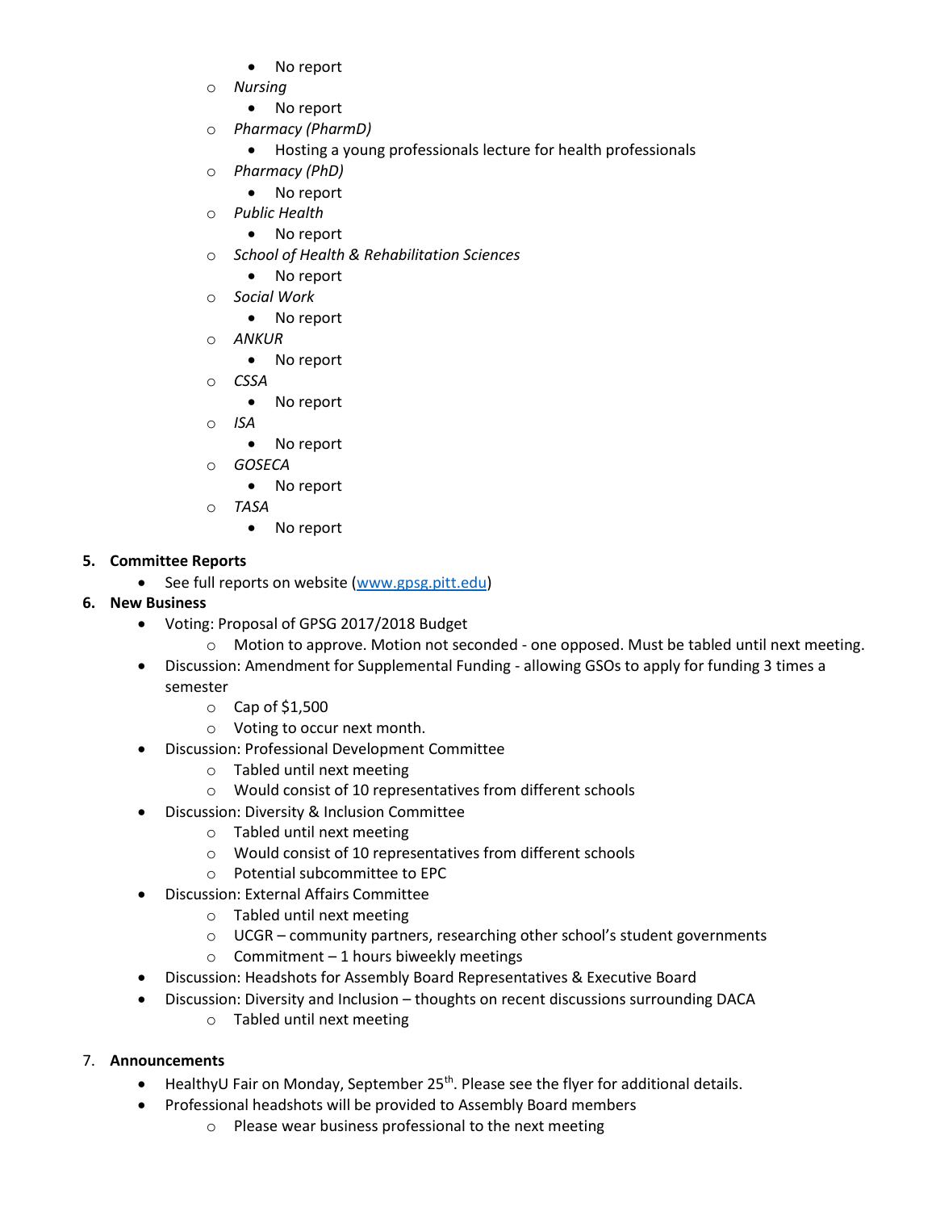- No report
    - *Nursing*
        - No report
    - *Pharmacy (PharmD)*
        - Hosting a young professionals lecture for health professionals
    - *Pharmacy (PhD)*
        - No report
    - *Public Health*
        - No report
    - *School of Health & Rehabilitation Sciences*
        - No report
    - *Social Work*
        - No report
    - *ANKUR*
        - No report
    - *CSSA*
        - No report
    - *ISA*
        - No report
    - *GOSECA*
        - No report
    - *TASA*
        - No report

5. **Committee Reports**
    - See full reports on website ([www.gpsg.pitt.edu](http://www.gpsg.pitt.edu))
6. **New Business**
    - Voting: Proposal of GPSG 2017/2018 Budget
        - Motion to approve. Motion not seconded - one opposed. Must be tabled until next meeting.
    - Discussion: Amendment for Supplemental Funding - allowing GSOs to apply for funding 3 times a semester
        - Cap of $1,500
        - Voting to occur next month.
    - Discussion: Professional Development Committee
        - Tabled until next meeting
        - Would consist of 10 representatives from different schools
    - Discussion: Diversity & Inclusion Committee
        - Tabled until next meeting
        - Would consist of 10 representatives from different schools
        - Potential subcommittee to EPC
    - Discussion: External Affairs Committee
        - Tabled until next meeting
        - UCGR – community partners, researching other school's student governments
        - Commitment – 1 hours biweekly meetings
    - Discussion: Headshots for Assembly Board Representatives & Executive Board
    - Discussion: Diversity and Inclusion – thoughts on recent discussions surrounding DACA
        - Tabled until next meeting

7. **Announcements**
    - HealthyU Fair on Monday, September 25th. Please see the flyer for additional details.
    - Professional headshots will be provided to Assembly Board members
        - Please wear business professional to the next meeting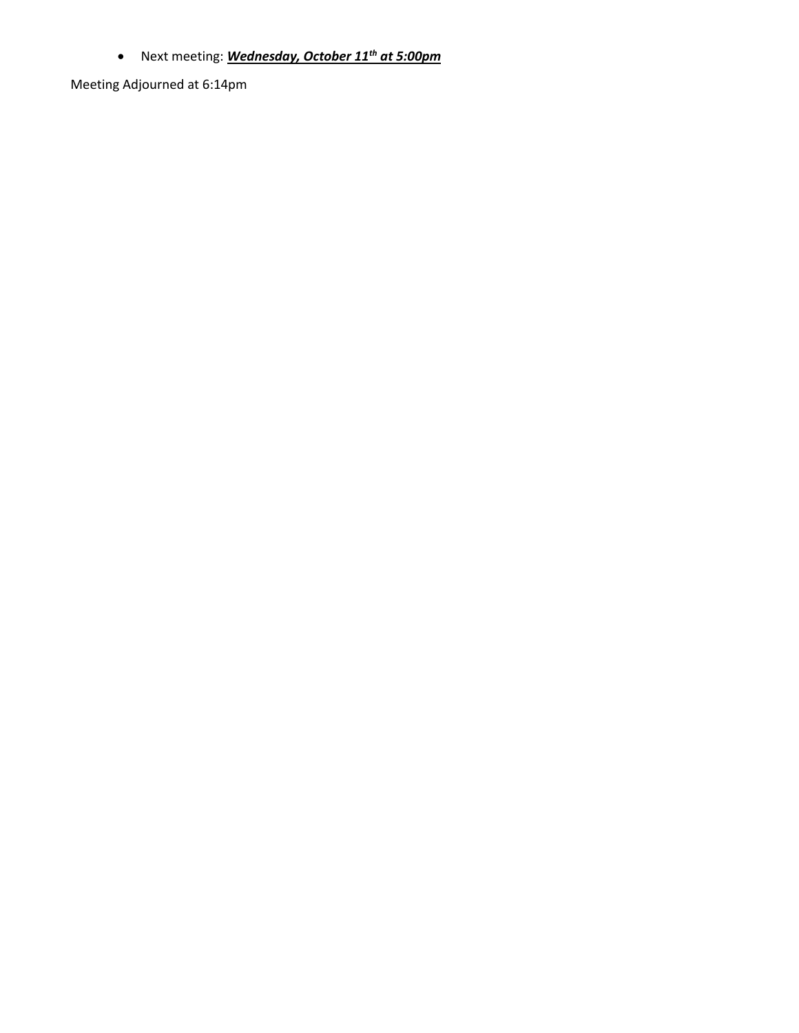- Next meeting: ***<u>Wednesday, October 11th at 5:00pm</u>***

Meeting Adjourned at 6:14pm